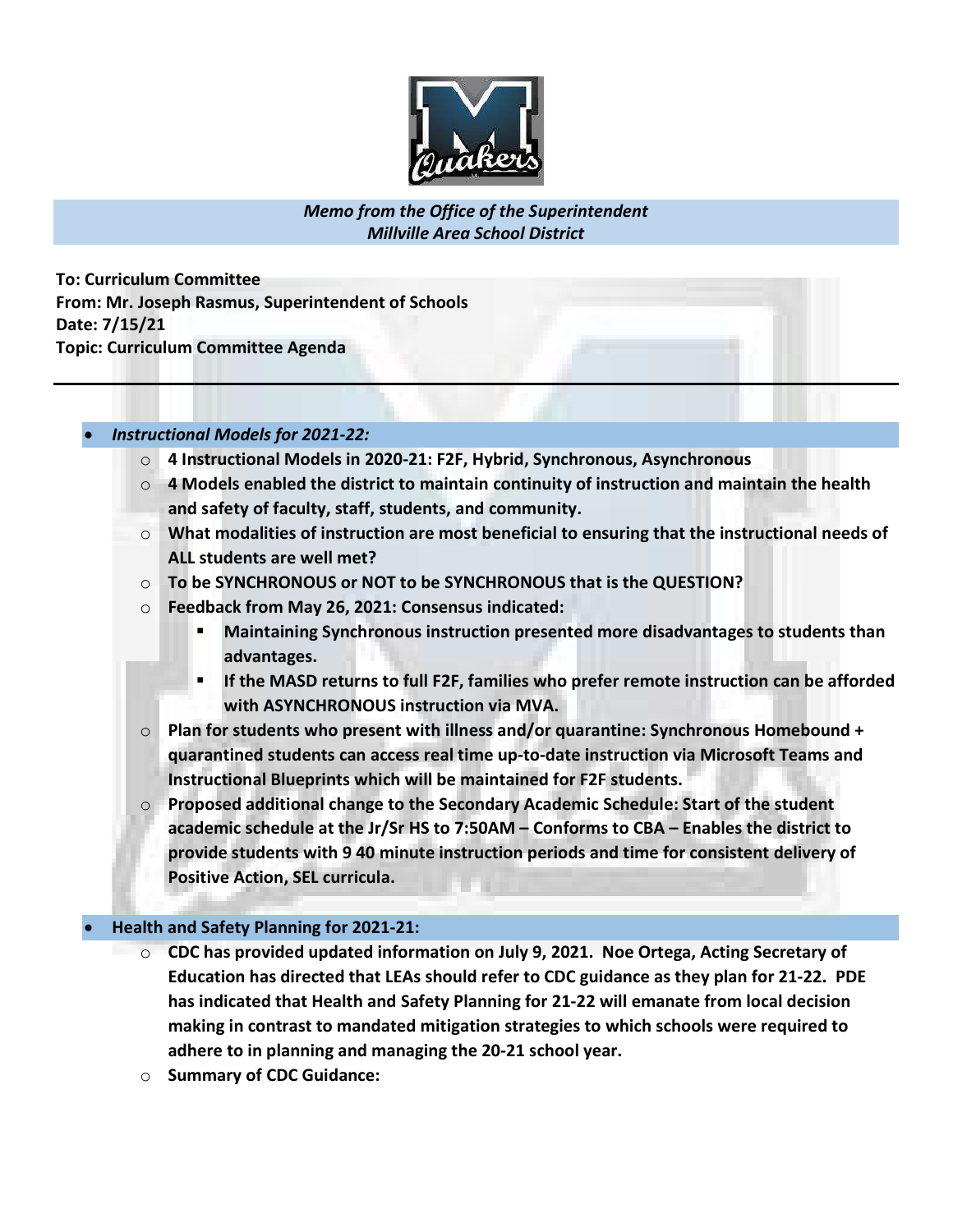*Memo from the Office of the Superintendent*
*Millville Area School District*

**To: Curriculum Committee**
**From: Mr. Joseph Rasmus, Superintendent of Schools**
**Date: 7/15/21**
**Topic: Curriculum Committee Agenda**

---

- ***Instructional Models for 2021-22:***
    - **4 Instructional Models in 2020-21: F2F, Hybrid, Synchronous, Asynchronous**
    - **4 Models enabled the district to maintain continuity of instruction and maintain the health and safety of faculty, staff, students, and community.**
    - **What modalities of instruction are most beneficial to ensuring that the instructional needs of ALL students are well met?**
    - **To be SYNCHRONOUS or NOT to be SYNCHRONOUS that is the QUESTION?**
    - **Feedback from May 26, 2021: Consensus indicated:**
        - **Maintaining Synchronous instruction presented more disadvantages to students than advantages.**
        - **If the MASD returns to full F2F, families who prefer remote instruction can be afforded with ASYNCHRONOUS instruction via MVA.**
    - **Plan for students who present with illness and/or quarantine: Synchronous Homebound + quarantined students can access real time up-to-date instruction via Microsoft Teams and Instructional Blueprints which will be maintained for F2F students.**
    - **Proposed additional change to the Secondary Academic Schedule: Start of the student academic schedule at the Jr/Sr HS to 7:50AM – Conforms to CBA – Enables the district to provide students with 9 40 minute instruction periods and time for consistent delivery of Positive Action, SEL curricula.**

- **Health and Safety Planning for 2021-21:**
    - **CDC has provided updated information on July 9, 2021. Noe Ortega, Acting Secretary of Education has directed that LEAs should refer to CDC guidance as they plan for 21-22. PDE has indicated that Health and Safety Planning for 21-22 will emanate from local decision making in contrast to mandated mitigation strategies to which schools were required to adhere to in planning and managing the 20-21 school year.**
    - **Summary of CDC Guidance:**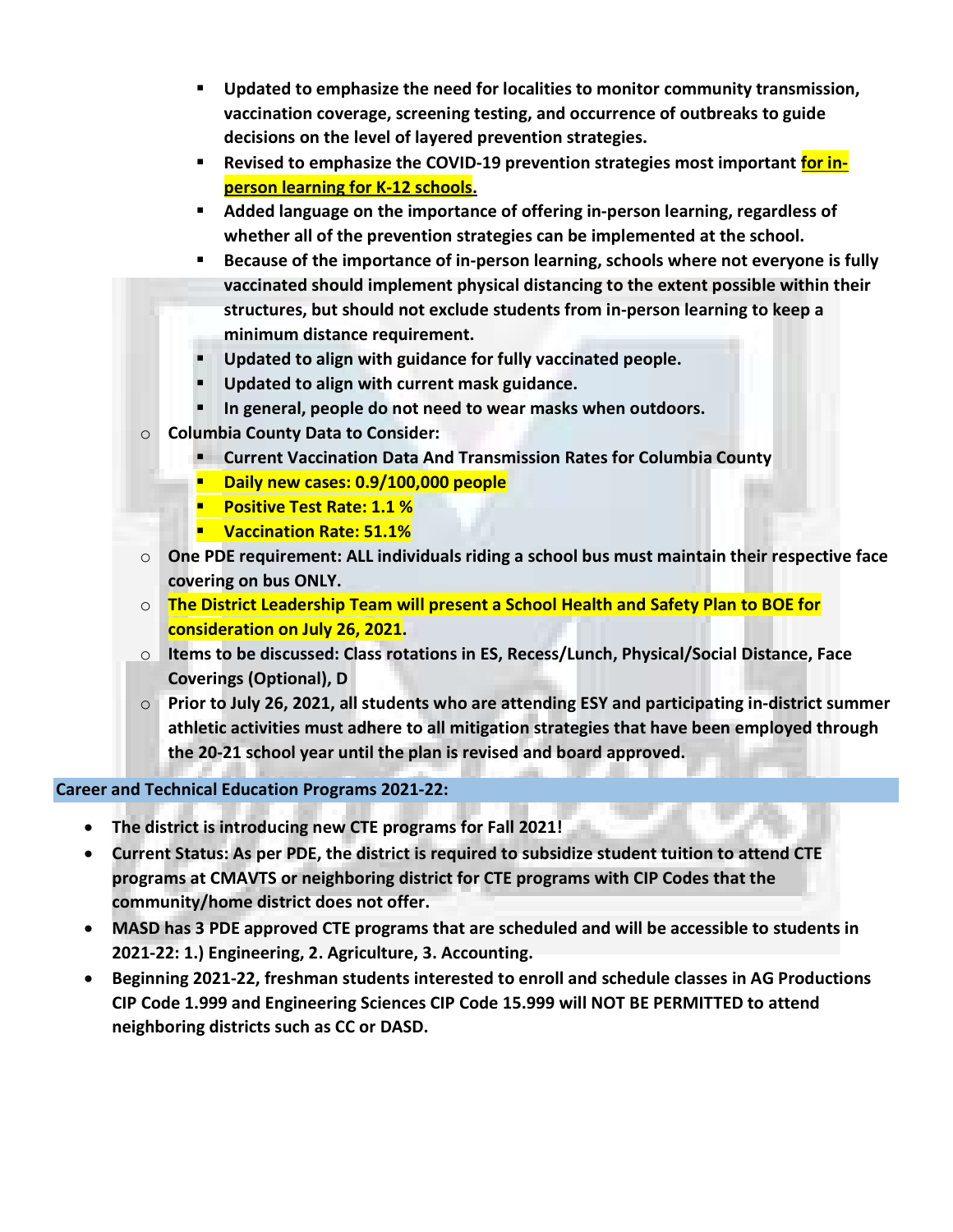- **Updated to emphasize the need for localities to monitor community transmission, vaccination coverage, screening testing, and occurrence of outbreaks to guide decisions on the level of layered prevention strategies.**
      - **Revised to emphasize the COVID-19 prevention strategies most important for in-person learning for K-12 schools.**
      - **Added language on the importance of offering in-person learning, regardless of whether all of the prevention strategies can be implemented at the school.**
      - **Because of the importance of in-person learning, schools where not everyone is fully vaccinated should implement physical distancing to the extent possible within their structures, but should not exclude students from in-person learning to keep a minimum distance requirement.**
      - **Updated to align with guidance for fully vaccinated people.**
      - **Updated to align with current mask guidance.**
      - **In general, people do not need to wear masks when outdoors.**
  - **Columbia County Data to Consider:**
      - **Current Vaccination Data And Transmission Rates for Columbia County**
      - **Daily new cases: 0.9/100,000 people**
      - **Positive Test Rate: 1.1 %**
      - **Vaccination Rate: 51.1%**
  - **One PDE requirement: ALL individuals riding a school bus must maintain their respective face covering on bus ONLY.**
  - **The District Leadership Team will present a School Health and Safety Plan to BOE for consideration on July 26, 2021.**
  - **Items to be discussed: Class rotations in ES, Recess/Lunch, Physical/Social Distance, Face Coverings (Optional), D**
  - **Prior to July 26, 2021, all students who are attending ESY and participating in-district summer athletic activities must adhere to all mitigation strategies that have been employed through the 20-21 school year until the plan is revised and board approved.**

**Career and Technical Education Programs 2021-22:**

- **The district is introducing new CTE programs for Fall 2021!**
- **Current Status: As per PDE, the district is required to subsidize student tuition to attend CTE programs at CMAVTS or neighboring district for CTE programs with CIP Codes that the community/home district does not offer.**
- **MASD has 3 PDE approved CTE programs that are scheduled and will be accessible to students in 2021-22: 1.) Engineering, 2. Agriculture, 3. Accounting.**
- **Beginning 2021-22, freshman students interested to enroll and schedule classes in AG Productions CIP Code 1.999 and Engineering Sciences CIP Code 15.999 will NOT BE PERMITTED to attend neighboring districts such as CC or DASD.**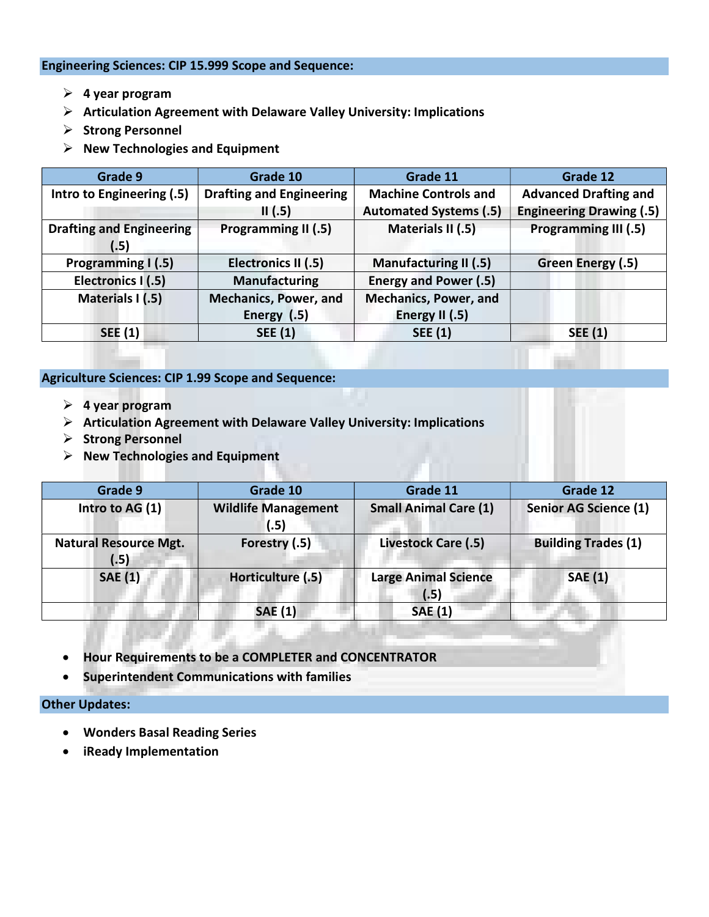**Engineering Sciences: CIP 15.999 Scope and Sequence:**

- **4 year program**
- **Articulation Agreement with Delaware Valley University: Implications**
- **Strong Personnel**
- **New Technologies and Equipment**

| Grade 9 | Grade 10 | Grade 11 | Grade 12 |
|---|---|---|---|
| Intro to Engineering (.5) | Drafting and Engineering II (.5) | Machine Controls and Automated Systems (.5) | Advanced Drafting and Engineering Drawing (.5) |
| Drafting and Engineering (.5) | Programming II (.5) | Materials II (.5) | Programming III (.5) |
| Programming I (.5) | Electronics II (.5) | Manufacturing II (.5) | Green Energy (.5) |
| Electronics I (.5) | Manufacturing | Energy and Power (.5) | |
| Materials I (.5) | Mechanics, Power, and Energy (.5) | Mechanics, Power, and Energy II (.5) | |
| SEE (1) | SEE (1) | SEE (1) | SEE (1) |

**Agriculture Sciences: CIP 1.99 Scope and Sequence:**

- **4 year program**
- **Articulation Agreement with Delaware Valley University: Implications**
- **Strong Personnel**
- **New Technologies and Equipment**

| Grade 9 | Grade 10 | Grade 11 | Grade 12 |
|---|---|---|---|
| Intro to AG (1) | Wildlife Management (.5) | Small Animal Care (1) | Senior AG Science (1) |
| Natural Resource Mgt. (.5) | Forestry (.5) | Livestock Care (.5) | Building Trades (1) |
| SAE (1) | Horticulture (.5) | Large Animal Science (.5) | SAE (1) |
| | SAE (1) | SAE (1) | |

- **Hour Requirements to be a COMPLETER and CONCENTRATOR**
- **Superintendent Communications with families**

**Other Updates:**

- **Wonders Basal Reading Series**
- **iReady Implementation**